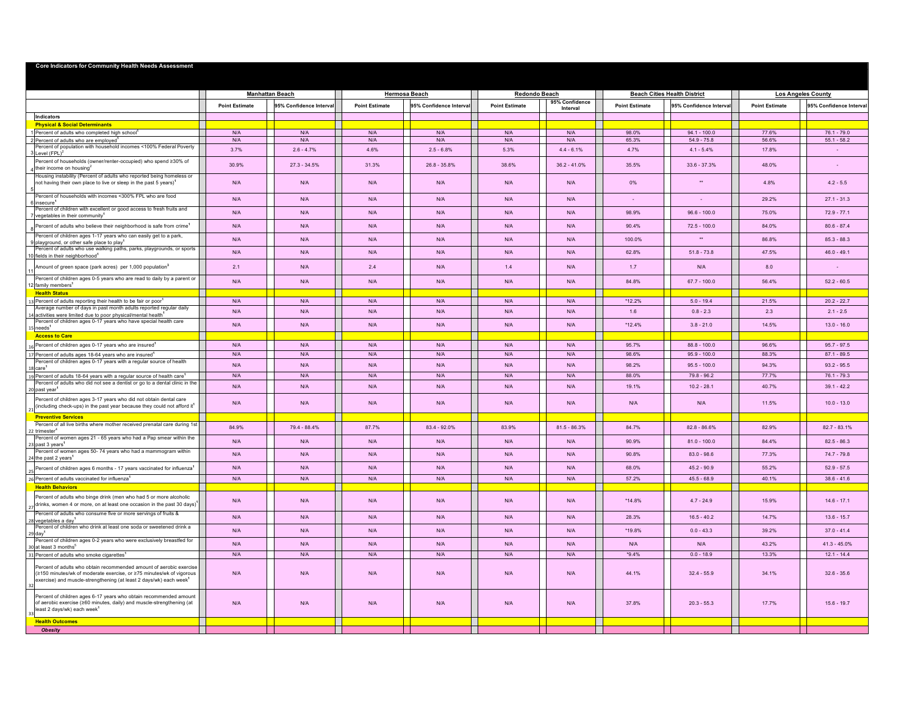**Core Indicators for Community Health Needs Assessment**

| # | Indicators | Manhattan Beach | | Hermosa Beach | | Redondo Beach | | Beach Cities Health District | | Los Angeles County | |
|---|---|---|---|---|---|---|---|---|---|---|---|
| | | Point Estimate | 95% Confidence Interval | Point Estimate | 95% Confidence Interval | Point Estimate | 95% Confidence Interval | Point Estimate | 95% Confidence Interval | Point Estimate | 95% Confidence Interval |
| | **Physical & Social Determinants** | | | | | | | | | | |
| 1 | Percent of adults who completed high school[1] | N/A | N/A | N/A | N/A | N/A | N/A | 98.0% | 94.1 - 100.0 | 77.6% | 76.1 - 79.0 |
| 2 | Percent of adults who are employed[1] | N/A | N/A | N/A | N/A | N/A | N/A | 65.3% | 54.9 - 75.8 | 56.6% | 55.1 - 58.2 |
| 3 | Percent of population with household incomes <100% Federal Poverty Level (FPL)[2] | 3.7% | 2.6 - 4.7% | 4.6% | 2.5 - 6.8% | 5.3% | 4.4 - 6.1% | 4.7% | 4.1 - 5.4% | 17.8% | - |
| 4 | Percent of households (owner/renter-occupied) who spend ≥30% of their income on housing[2] | 30.9% | 27.3 - 34.5% | 31.3% | 26.8 - 35.8% | 38.6% | 36.2 - 41.0% | 35.5% | 33.6 - 37.3% | 48.0% | - |
| 5 | Housing instability (Percent of adults who reported being homeless or not having their own place to live or sleep in the past 5 years)[1] | N/A | N/A | N/A | N/A | N/A | N/A | 0% | ** | 4.8% | 4.2 - 5.5 |
| 6 | Percent of households with incomes <300% FPL who are food insecure[1] | N/A | N/A | N/A | N/A | N/A | N/A | - | - | 29.2% | 27.1 - 31.3 |
| 7 | Percent of children with excellent or good access to fresh fruits and vegetables in their community[1] | N/A | N/A | N/A | N/A | N/A | N/A | 98.9% | 96.6 - 100.0 | 75.0% | 72.9 - 77.1 |
| 8 | Percent of adults who believe their neighborhood is safe from crime[1] | N/A | N/A | N/A | N/A | N/A | N/A | 90.4% | 72.5 - 100.0 | 84.0% | 80.6 - 87.4 |
| 9 | Percent of children ages 1-17 years who can easily get to a park, playground, or other safe place to play[1] | N/A | N/A | N/A | N/A | N/A | N/A | 100.0% | ** | 86.8% | 85.3 - 88.3 |
| 10 | Percent of adults who use walking paths, parks, playgrounds, or sports fields in their neighborhood[1] | N/A | N/A | N/A | N/A | N/A | N/A | 62.8% | 51.8 - 73.8 | 47.5% | 46.0 - 49.1 |
| 11 | Amount of green space (park acres) per 1,000 population[3] | 2.1 | N/A | 2.4 | N/A | 1.4 | N/A | 1.7 | N/A | 8.0 | - |
| 12 | Percent of children ages 0-5 years who are read to daily by a parent or family members[1] | N/A | N/A | N/A | N/A | N/A | N/A | 84.8% | 67.7 - 100.0 | 56.4% | 52.2 - 60.5 |
| | **Health Status** | | | | | | | | | | |
| 13 | Percent of adults reporting their health to be fair or poor[1] | N/A | N/A | N/A | N/A | N/A | N/A | *12.2% | 5.0 - 19.4 | 21.5% | 20.2 - 22.7 |
| 14 | Average number of days in past month adults reported regular daily activities were limited due to poor physical/mental health[1] | N/A | N/A | N/A | N/A | N/A | N/A | 1.6 | 0.8 - 2.3 | 2.3 | 2.1 - 2.5 |
| 15 | Percent of children ages 0-17 years who have special health care needs[1] | N/A | N/A | N/A | N/A | N/A | N/A | *12.4% | 3.8 - 21.0 | 14.5% | 13.0 - 16.0 |
| | **Access to Care** | | | | | | | | | | |
| 16 | Percent of children ages 0-17 years who are insured[1] | N/A | N/A | N/A | N/A | N/A | N/A | 95.7% | 88.8 - 100.0 | 96.6% | 95.7 - 97.5 |
| 17 | Percent of adults ages 18-64 years who are insured[1] | N/A | N/A | N/A | N/A | N/A | N/A | 98.6% | 95.9 - 100.0 | 88.3% | 87.1 - 89.5 |
| 18 | Percent of children ages 0-17 years with a regular source of health care[1] | N/A | N/A | N/A | N/A | N/A | N/A | 98.2% | 95.5 - 100.0 | 94.3% | 93.2 - 95.5 |
| 19 | Percent of adults 18-64 years with a regular source of health care[1] | N/A | N/A | N/A | N/A | N/A | N/A | 88.0% | 79.8 - 96.2 | 77.7% | 76.1 - 79.3 |
| 20 | Percent of adults who did not see a dentist or go to a dental clinic in the past year[1] | N/A | N/A | N/A | N/A | N/A | N/A | 19.1% | 10.2 - 28.1 | 40.7% | 39.1 - 42.2 |
| 21 | Percent of children ages 3-17 years who did not obtain dental care (including check-ups) in the past year because they could not afford it[1] | N/A | N/A | N/A | N/A | N/A | N/A | N/A | N/A | 11.5% | 10.0 - 13.0 |
| | **Preventive Services** | | | | | | | | | | |
| 22 | Percent of all live births where mother received prenatal care during 1st trimester[4] | 84.9% | 79.4 - 88.4% | 87.7% | 83.4 - 92.0% | 83.9% | 81.5 - 86.3% | 84.7% | 82.8 - 86.6% | 82.9% | 82.7 - 83.1% |
| 23 | Percent of women ages 21 - 65 years who had a Pap smear within the past 3 years[1] | N/A | N/A | N/A | N/A | N/A | N/A | 90.9% | 81.0 - 100.0 | 84.4% | 82.5 - 86.3 |
| 24 | Percent of women ages 50- 74 years who had a mammogram within the past 2 years[1] | N/A | N/A | N/A | N/A | N/A | N/A | 90.8% | 83.0 - 98.6 | 77.3% | 74.7 - 79.8 |
| 25 | Percent of children ages 6 months - 17 years vaccinated for influenza[1] | N/A | N/A | N/A | N/A | N/A | N/A | 68.0% | 45.2 - 90.9 | 55.2% | 52.9 - 57.5 |
| 26 | Percent of adults vaccinated for influenza[1] | N/A | N/A | N/A | N/A | N/A | N/A | 57.2% | 45.5 - 68.9 | 40.1% | 38.6 - 41.6 |
| | **Health Behaviors** | | | | | | | | | | |
| 27 | Percent of adults who binge drink (men who had 5 or more alcoholic drinks, women 4 or more, on at least one occasion in the past 30 days)[1] | N/A | N/A | N/A | N/A | N/A | N/A | *14.8% | 4.7 - 24.9 | 15.9% | 14.6 - 17.1 |
| 28 | Percent of adults who consume five or more servings of fruits & vegetables a day[1] | N/A | N/A | N/A | N/A | N/A | N/A | 28.3% | 16.5 - 40.2 | 14.7% | 13.6 - 15.7 |
| 29 | Percent of children who drink at least one soda or sweetened drink a day[1] | N/A | N/A | N/A | N/A | N/A | N/A | *19.8% | 0.0 - 43.3 | 39.2% | 37.0 - 41.4 |
| 30 | Percent of children ages 0-2 years who were exclusively breastfed for at least 3 months[5] | N/A | N/A | N/A | N/A | N/A | N/A | N/A | N/A | 43.2% | 41.3 - 45.0% |
| 31 | Percent of adults who smoke cigarettes[1] | N/A | N/A | N/A | N/A | N/A | N/A | *9.4% | 0.0 - 18.9 | 13.3% | 12.1 - 14.4 |
| 32 | Percent of adults who obtain recommended amount of aerobic exercise (≥150 minutes/wk of moderate exercise, or ≥75 minutes/wk of vigorous exercise) and muscle-strengthening (at least 2 days/wk) each week[1] | N/A | N/A | N/A | N/A | N/A | N/A | 44.1% | 32.4 - 55.9 | 34.1% | 32.6 - 35.6 |
| 33 | Percent of children ages 6-17 years who obtain recommended amount of aerobic exercise (≥60 minutes, daily) and muscle-strengthening (at least 2 days/wk) each week[1] | N/A | N/A | N/A | N/A | N/A | N/A | 37.8% | 20.3 - 55.3 | 17.7% | 15.6 - 19.7 |
| | **Health Outcomes** | | | | | | | | | | |
| | ***Obesity*** | | | | | | | | | | |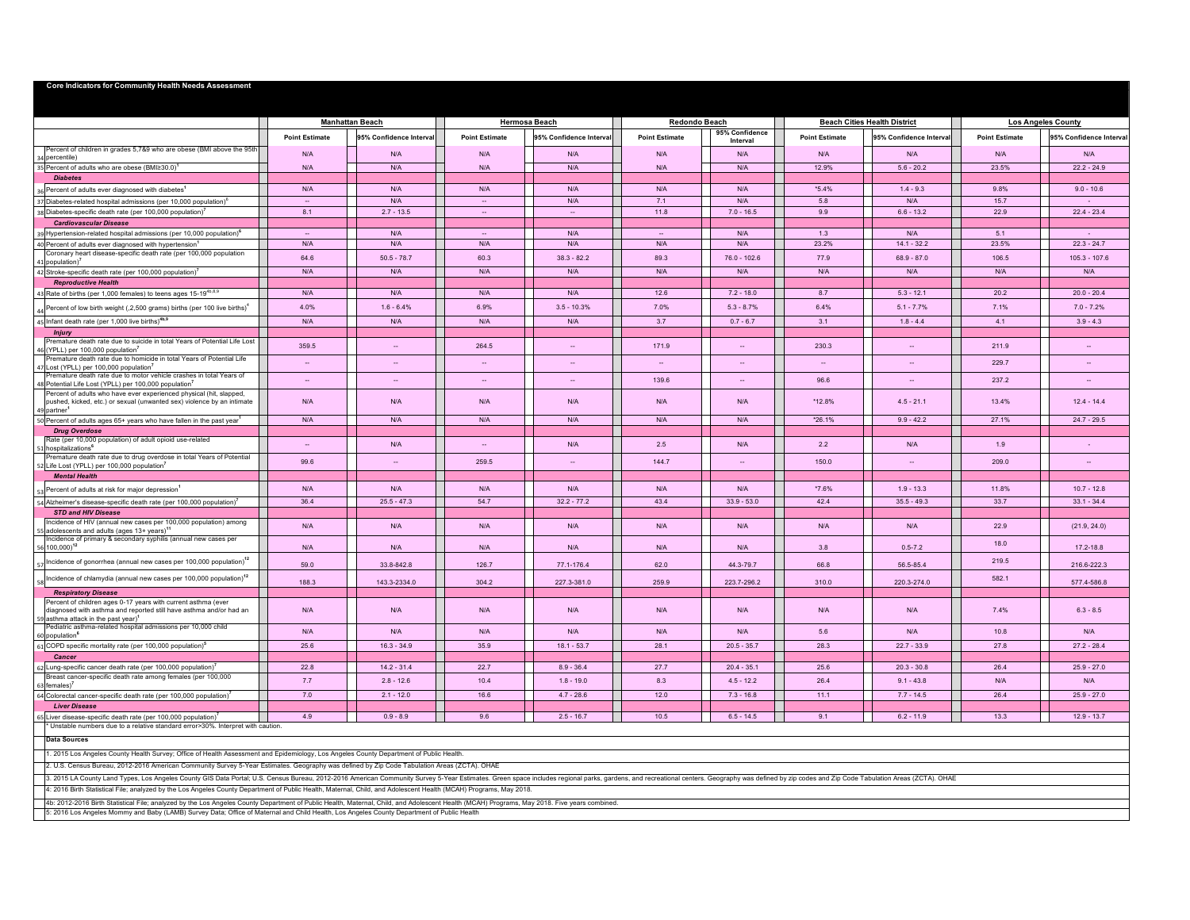**Core Indicators for Community Health Needs Assessment**

| | | Manhattan Beach | | Hermosa Beach | | Redondo Beach | | Beach Cities Health District | | Los Angeles County | |
|---|---|---|---|---|---|---|---|---|---|---|---|
| | | Point Estimate | 95% Confidence Interval | Point Estimate | 95% Confidence Interval | Point Estimate | 95% Confidence Interval | Point Estimate | 95% Confidence Interval | Point Estimate | 95% Confidence Interval |
| 34 | Percent of children in grades 5,7&9 who are obese (BMI above the 95th percentile) | N/A | N/A | N/A | N/A | N/A | N/A | N/A | N/A | N/A | N/A |
| 35 | Percent of adults who are obese (BMI≥30.0)[1] | N/A | N/A | N/A | N/A | N/A | N/A | 12.9% | 5.6 - 20.2 | 23.5% | 22.2 - 24.9 |
| | ***Diabetes*** | | | | | | | | | | |
| 36 | Percent of adults ever diagnosed with diabetes[1] | N/A | N/A | N/A | N/A | N/A | N/A | *5.4% | 1.4 - 9.3 | 9.8% | 9.0 - 10.6 |
| 37 | Diabetes-related hospital admissions (per 10,000 population)[6] | -- | N/A | -- | N/A | 7.1 | N/A | 5.8 | N/A | 15.7 | - |
| 38 | Diabetes-specific death rate (per 100,000 population)[7] | 8.1 | 2.7 - 13.5 | -- | -- | 11.8 | 7.0 - 16.5 | 9.9 | 6.6 - 13.2 | 22.9 | 22.4 - 23.4 |
| | ***Cardiovascular Disease*** | | | | | | | | | | |
| 39 | Hypertension-related hospital admissions (per 10,000 population)[6] | -- | N/A | -- | N/A | -- | N/A | 1.3 | N/A | 5.1 | - |
| 40 | Percent of adults ever diagnosed with hypertension[1] | N/A | N/A | N/A | N/A | N/A | N/A | 23.2% | 14.1 - 32.2 | 23.5% | 22.3 - 24.7 |
| 41 | Coronary heart disease-specific death rate (per 100,000 population)[7] | 64.6 | 50.5 - 78.7 | 60.3 | 38.3 - 82.2 | 89.3 | 76.0 - 102.6 | 77.9 | 68.9 - 87.0 | 106.5 | 105.3 - 107.6 |
| 42 | Stroke-specific death rate (per 100,000 population)[7] | N/A | N/A | N/A | N/A | N/A | N/A | N/A | N/A | N/A | N/A |
| | ***Reproductive Health*** | | | | | | | | | | |
| 43 | Rate of births (per 1,000 females) to teens ages 15-19[4b,8,9] | N/A | N/A | N/A | N/A | 12.6 | 7.2 - 18.0 | 8.7 | 5.3 - 12.1 | 20.2 | 20.0 - 20.4 |
| 44 | Percent of low birth weight (,2,500 grams) births (per 100 live births)[4] | 4.0% | 1.6 - 6.4% | 6.9% | 3.5 - 10.3% | 7.0% | 5.3 - 8.7% | 6.4% | 5.1 - 7.7% | 7.1% | 7.0 - 7.2% |
| 45 | Infant death rate (per 1,000 live births)[4b,9] | N/A | N/A | N/A | N/A | 3.7 | 0.7 - 6.7 | 3.1 | 1.8 - 4.4 | 4.1 | 3.9 - 4.3 |
| | ***Injury*** | | | | | | | | | | |
| 46 | Premature death rate due to suicide in total Years of Potential Life Lost (YPLL) per 100,000 population[7] | 359.5 | -- | 264.5 | -- | 171.9 | -- | 230.3 | -- | 211.9 | -- |
| 47 | Premature death rate due to homicide in total Years of Potential Life Lost (YPLL) per 100,000 population[7] | -- | -- | -- | -- | -- | -- | -- | -- | 229.7 | -- |
| 48 | Premature death rate due to motor vehicle crashes in total Years of Potential Life Lost (YPLL) per 100,000 population[7] | -- | -- | -- | -- | 139.6 | -- | 96.6 | -- | 237.2 | -- |
| 49 | Percent of adults who have ever experienced physical (hit, slapped, pushed, kicked, etc.) or sexual (unwanted sex) violence by an intimate partner[1] | N/A | N/A | N/A | N/A | N/A | N/A | *12.8% | 4.5 - 21.1 | 13.4% | 12.4 - 14.4 |
| 50 | Percent of adults ages 65+ years who have fallen in the past year[1] | N/A | N/A | N/A | N/A | N/A | N/A | *26.1% | 9.9 - 42.2 | 27.1% | 24.7 - 29.5 |
| | ***Drug Overdose*** | | | | | | | | | | |
| 51 | Rate (per 10,000 population) of adult opioid use-related hospitalizations[6] | -- | N/A | -- | N/A | 2.5 | N/A | 2.2 | N/A | 1.9 | - |
| 52 | Premature death rate due to drug overdose in total Years of Potential Life Lost (YPLL) per 100,000 population[7] | 99.6 | -- | 259.5 | -- | 144.7 | -- | 150.0 | -- | 209.0 | -- |
| | ***Mental Health*** | | | | | | | | | | |
| 53 | Percent of adults at risk for major depression[1] | N/A | N/A | N/A | N/A | N/A | N/A | *7.6% | 1.9 - 13.3 | 11.8% | 10.7 - 12.8 |
| 54 | Alzheimer's disease-specific death rate (per 100,000 population)[7] | 36.4 | 25.5 - 47.3 | 54.7 | 32.2 - 77.2 | 43.4 | 33.9 - 53.0 | 42.4 | 35.5 - 49.3 | 33.7 | 33.1 - 34.4 |
| | ***STD and HIV Disease*** | | | | | | | | | | |
| 55 | Incidence of HIV (annual new cases per 100,000 population) among adolescents and adults (ages 13+ years)[11] | N/A | N/A | N/A | N/A | N/A | N/A | N/A | N/A | 22.9 | (21.9, 24.0) |
| 56 | Incidence of primary & secondary syphilis (annual new cases per 100,000)[12] | N/A | N/A | N/A | N/A | N/A | N/A | 3.8 | 0.5-7.2 | 18.0 | 17.2-18.8 |
| 57 | Incidence of gonorrhea (annual new cases per 100,000 population)[12] | 59.0 | 33.8-842.8 | 126.7 | 77.1-176.4 | 62.0 | 44.3-79.7 | 66.8 | 56.5-85.4 | 219.5 | 216.6-222.3 |
| 58 | Incidence of chlamydia (annual new cases per 100,000 population)[12] | 188.3 | 143.3-2334.0 | 304.2 | 227.3-381.0 | 259.9 | 223.7-296.2 | 310.0 | 220.3-274.0 | 582.1 | 577.4-586.8 |
| | ***Respiratory Disease*** | | | | | | | | | | |
| 59 | Percent of children ages 0-17 years with current asthma (ever diagnosed with asthma and reported still have asthma and/or had an asthma attack in the past year)[1] | N/A | N/A | N/A | N/A | N/A | N/A | N/A | N/A | 7.4% | 6.3 - 8.5 |
| 60 | Pediatric asthma-related hospital admissions per 10,000 child population[6] | N/A | N/A | N/A | N/A | N/A | N/A | 5.6 | N/A | 10.8 | N/A |
| 61 | COPD specific mortality rate (per 100,000 population)[5] | 25.6 | 16.3 - 34.9 | 35.9 | 18.1 - 53.7 | 28.1 | 20.5 - 35.7 | 28.3 | 22.7 - 33.9 | 27.8 | 27.2 - 28.4 |
| | ***Cancer*** | | | | | | | | | | |
| 62 | Lung-specific cancer death rate (per 100,000 population)[7] | 22.8 | 14.2 - 31.4 | 22.7 | 8.9 - 36.4 | 27.7 | 20.4 - 35.1 | 25.6 | 20.3 - 30.8 | 26.4 | 25.9 - 27.0 |
| 63 | Breast cancer-specific death rate among females (per 100,000 females)[7] | 7.7 | 2.8 - 12.6 | 10.4 | 1.8 - 19.0 | 8.3 | 4.5 - 12.2 | 26.4 | 9.1 - 43.8 | N/A | N/A |
| 64 | Colorectal cancer-specific death rate (per 100,000 population)[7] | 7.0 | 2.1 - 12.0 | 16.6 | 4.7 - 28.6 | 12.0 | 7.3 - 16.8 | 11.1 | 7.7 - 14.5 | 26.4 | 25.9 - 27.0 |
| | ***Liver Disease*** | | | | | | | | | | |
| 65 | Liver disease-specific death rate (per 100,000 population)[7] | 4.9 | 0.9 - 8.9 | 9.6 | 2.5 - 16.7 | 10.5 | 6.5 - 14.5 | 9.1 | 6.2 - 11.9 | 13.3 | 12.9 - 13.7 |

* Unstable numbers due to a relative standard error>30%. Interpret with caution.

**Data Sources**

1. 2015 Los Angeles County Health Survey; Office of Health Assessment and Epidemiology, Los Angeles County Department of Public Health.

2. U.S. Census Bureau, 2012-2016 American Community Survey 5-Year Estimates. Geography was defined by Zip Code Tabulation Areas (ZCTA). OHAE

3. 2015 LA County Land Types, Los Angeles County GIS Data Portal; U.S. Census Bureau, 2012-2016 American Community Survey 5-Year Estimates. Green space includes regional parks, gardens, and recreational centers. Geography was defined by zip codes and Zip Code Tabulation Areas (ZCTA). OHAE

4: 2016 Birth Statistical File; analyzed by the Los Angeles County Department of Public Health, Maternal, Child, and Adolescent Health (MCAH) Programs, May 2018.

4b: 2012-2016 Birth Statistical File; analyzed by the Los Angeles County Department of Public Health, Maternal, Child, and Adolescent Health (MCAH) Programs, May 2018. Five years combined.

5: 2016 Los Angeles Mommy and Baby (LAMB) Survey Data; Office of Maternal and Child Health, Los Angeles County Department of Public Health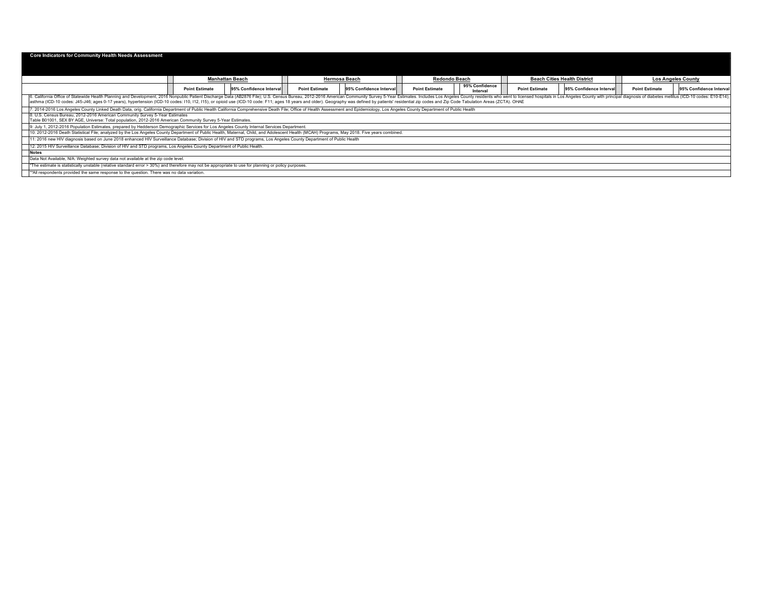**Core Indicators for Community Health Needs Assessment**

| | Manhattan Beach | | Hermosa Beach | | Redondo Beach | | Beach Cities Health District | | Los Angeles County | |
|---|---|---|---|---|---|---|---|---|---|---|
| | Point Estimate | 95% Confidence Interval | Point Estimate | 95% Confidence Interval | Point Estimate | 95% Confidence Interval | Point Estimate | 95% Confidence Interval | Point Estimate | 95% Confidence Interval |

6: California Office of Statewide Health Planning and Development, 2016 Nonpublic Patient Discharge Data (AB2876 File); U.S. Census Bureau, 2012-2016 American Community Survey 5-Year Estimates. Includes Los Angeles County residents who went to licensed hospitals in Los Angeles County with principal diagnosis of diabetes mellitus (ICD-10 codes: E10-E14), asthma (ICD-10 codes: J45-J46; ages 0-17 years), hypertension (ICD-10 codes: I10, I12, I15), or opioid use (ICD-10 code: F11; ages 18 years and older). Geography was defined by patients' residential zip codes and Zip Code Tabulation Areas (ZCTA). OHAE

7: 2014-2016 Los Angeles County Linked Death Data, orig. California Department of Public Health California Comprehensive Death File; Office of Health Assessment and Epidemiology, Los Angeles County Department of Public Health

8: U.S. Census Bureau, 2012-2016 American Community Survey 5-Year Estimates
Table B01001, SEX BY AGE, Universe: Total population, 2012-2016 American Community Survey 5-Year Estimates.

9: July 1, 2012-2016 Population Estimates, prepared by Hedderson Demographic Services for Los Angeles County Internal Services Department.

10: 2012-2016 Death Statistical File; analyzed by the Los Angeles County Department of Public Health, Maternal, Child, and Adolescent Health (MCAH) Programs, May 2018. Five years combined.

11: 2016 new HIV diagnosis based on June 2018 enhanced HIV Surveillance Database; Division of HIV and STD programs, Los Angeles County Department of Public Health

12: 2015 HIV Surveillance Database; Division of HIV and STD programs, Los Angeles County Department of Public Health.

**Notes**

Data Not Available, N/A: Weighted survey data not available at the zip code level.

*The estimate is statistically unstable (relative standard error > 30%) and therefore may not be appropriate to use for planning or policy purposes.

**All respondents provided the same response to the question. There was no data variation.